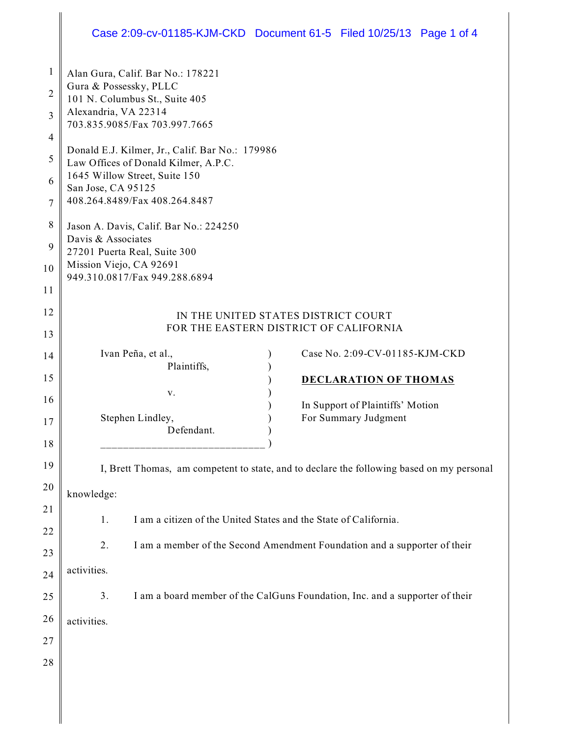Alan Gura, Calif. Bar No.: 178221
Gura & Possessky, PLLC
101 N. Columbus St., Suite 405
Alexandria, VA 22314
703.835.9085/Fax 703.997.7665

Donald E.J. Kilmer, Jr., Calif. Bar No.: 179986
Law Offices of Donald Kilmer, A.P.C.
1645 Willow Street, Suite 150
San Jose, CA 95125
408.264.8489/Fax 408.264.8487

Jason A. Davis, Calif. Bar No.: 224250
Davis & Associates
27201 Puerta Real, Suite 300
Mission Viejo, CA 92691
949.310.0817/Fax 949.288.6894

IN THE UNITED STATES DISTRICT COURT
FOR THE EASTERN DISTRICT OF CALIFORNIA

| | |
|---|---|
| Ivan Peña, et al.,<br>Plaintiffs,<br><br>v.<br><br>Stephen Lindley,<br>Defendant. | Case No. 2:09-CV-01185-KJM-CKD<br><br>**DECLARATION OF THOMAS**<br><br>In Support of Plaintiffs' Motion For Summary Judgment |

I, Brett Thomas, am competent to state, and to declare the following based on my personal knowledge:

1. I am a citizen of the United States and the State of California.

2. I am a member of the Second Amendment Foundation and a supporter of their activities.

3. I am a board member of the CalGuns Foundation, Inc. and a supporter of their activities.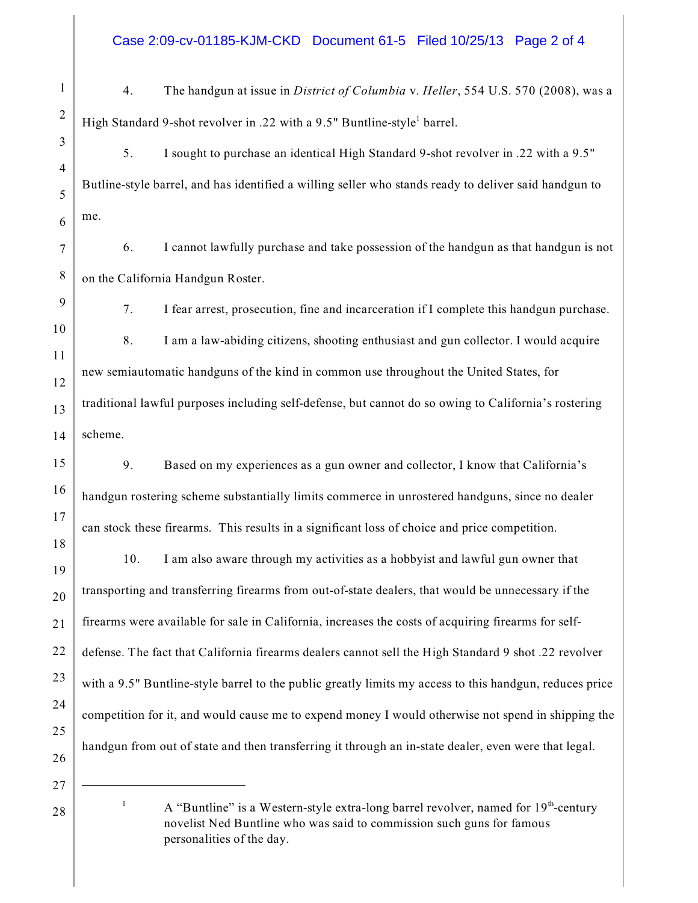4. The handgun at issue in *District of Columbia* v. *Heller*, 554 U.S. 570 (2008), was a High Standard 9-shot revolver in .22 with a 9.5" Buntline-style[1] barrel.

5. I sought to purchase an identical High Standard 9-shot revolver in .22 with a 9.5" Butline-style barrel, and has identified a willing seller who stands ready to deliver said handgun to me.

6. I cannot lawfully purchase and take possession of the handgun as that handgun is not on the California Handgun Roster.

7. I fear arrest, prosecution, fine and incarceration if I complete this handgun purchase.

8. I am a law-abiding citizens, shooting enthusiast and gun collector. I would acquire new semiautomatic handguns of the kind in common use throughout the United States, for traditional lawful purposes including self-defense, but cannot do so owing to California's rostering scheme.

9. Based on my experiences as a gun owner and collector, I know that California's handgun rostering scheme substantially limits commerce in unrostered handguns, since no dealer can stock these firearms. This results in a significant loss of choice and price competition.

10. I am also aware through my activities as a hobbyist and lawful gun owner that transporting and transferring firearms from out-of-state dealers, that would be unnecessary if the firearms were available for sale in California, increases the costs of acquiring firearms for self-defense. The fact that California firearms dealers cannot sell the High Standard 9 shot .22 revolver with a 9.5" Buntline-style barrel to the public greatly limits my access to this handgun, reduces price competition for it, and would cause me to expend money I would otherwise not spend in shipping the handgun from out of state and then transferring it through an in-state dealer, even were that legal.

---

[1] A "Buntline" is a Western-style extra-long barrel revolver, named for 19th-century novelist Ned Buntline who was said to commission such guns for famous personalities of the day.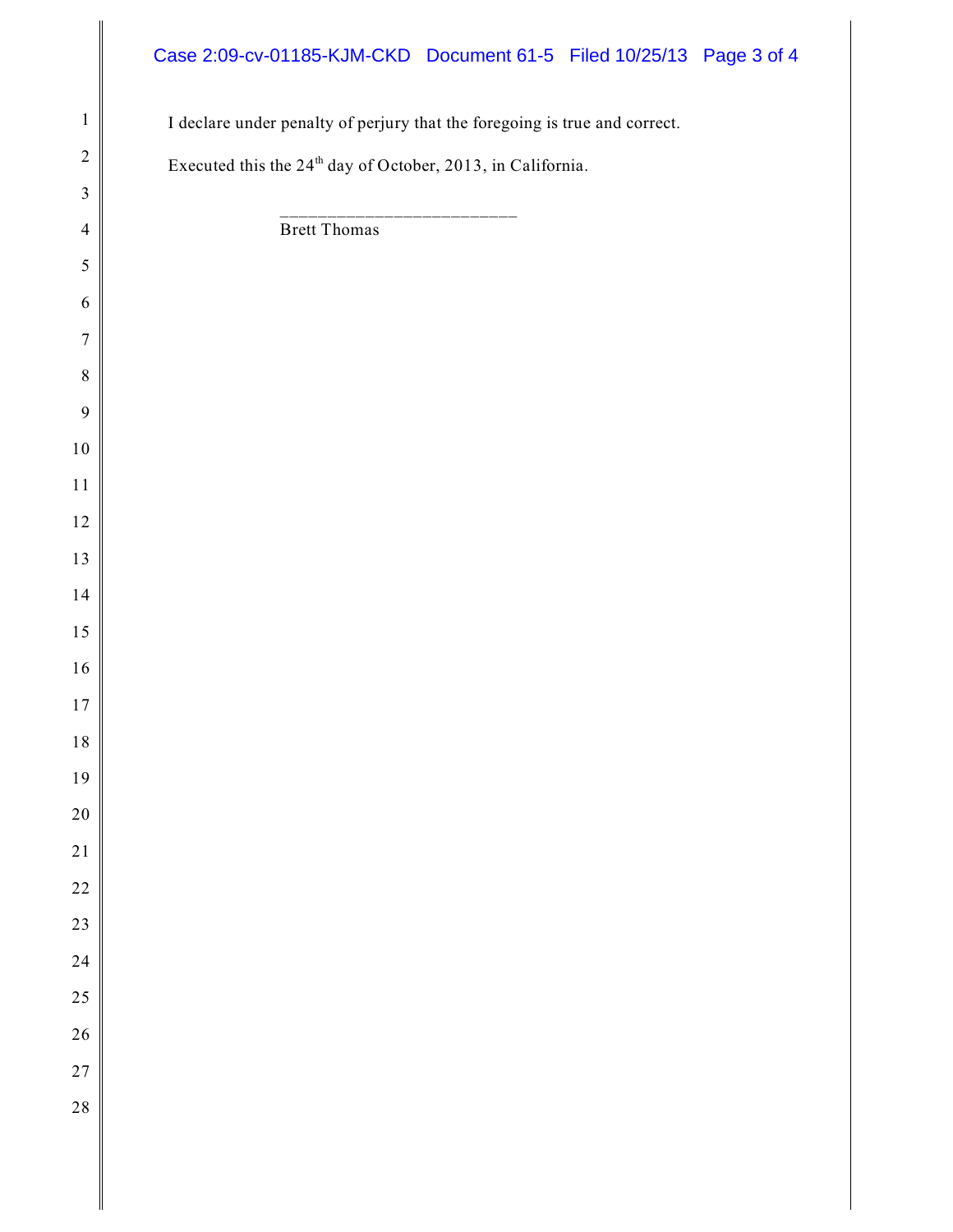I declare under penalty of perjury that the foregoing is true and correct.

Executed this the 24th day of October, 2013, in California.

_________________________

Brett Thomas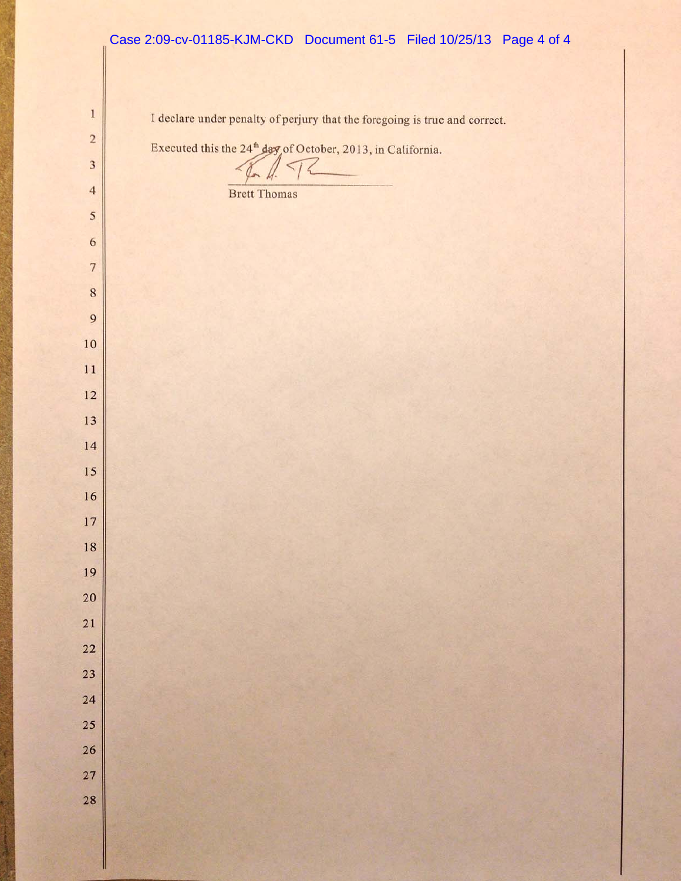I declare under penalty of perjury that the foregoing is true and correct.

Executed this the 24[th] day of October, 2013, in California.

Brett Thomas